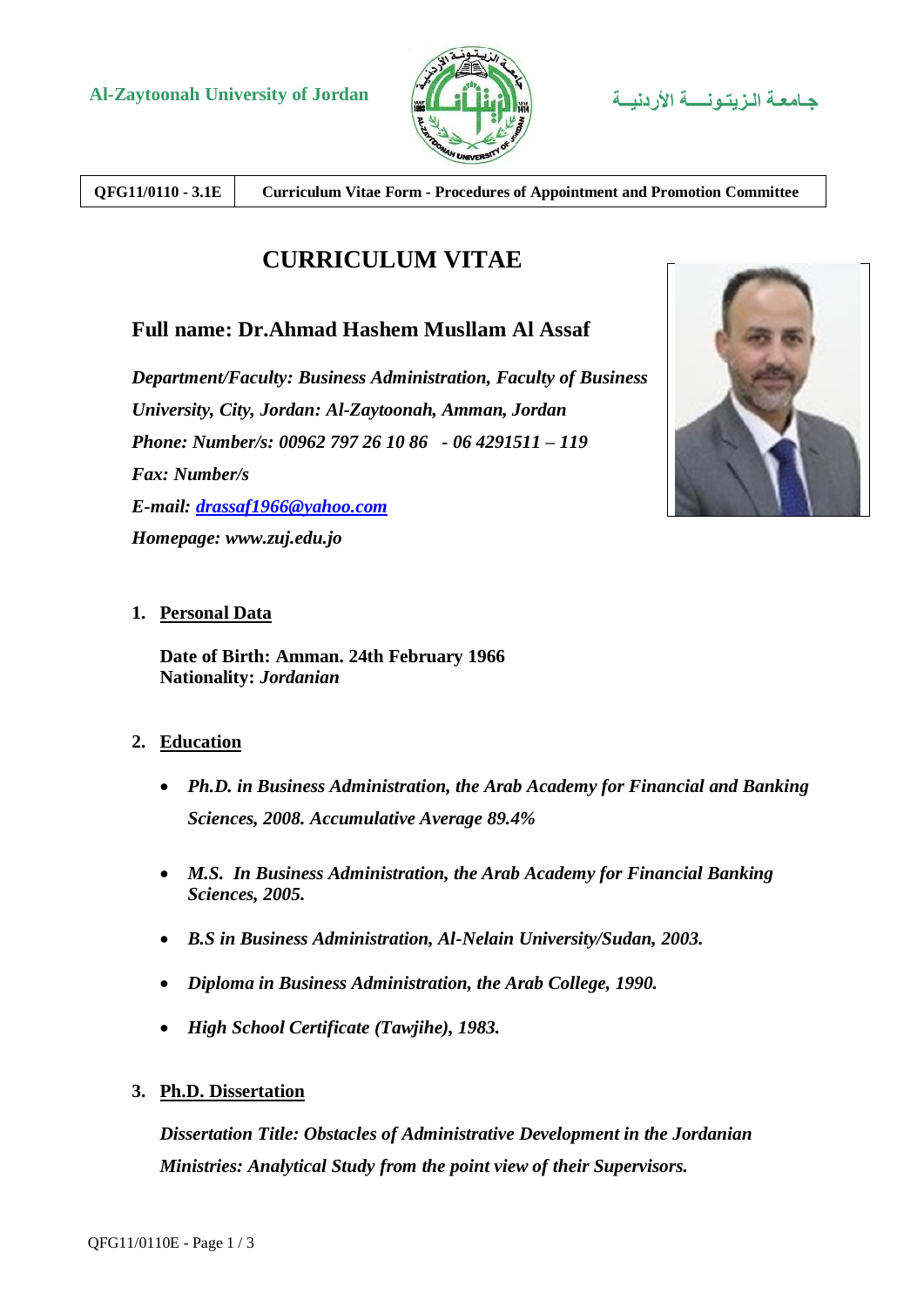Al-Zaytoonah University of Jordan

جـامعـة الـزيـتـونـــة الأردنيــة

| QFG11/0110 - 3.1E | Curriculum Vitae Form - Procedures of Appointment and Promotion Committee |
|---|---|

# CURRICULUM VITAE

## Full name: Dr.Ahmad Hashem Musllam Al Assaf

*Department/Faculty: Business Administration, Faculty of Business*

*University, City, Jordan: Al-Zaytoonah, Amman, Jordan*

*Phone: Number/s: 00962 797 26 10 86 - 06 4291511 – 119*

*Fax: Number/s*

*E-mail: drassaf1966@yahoo.com*

*Homepage: www.zuj.edu.jo*

1. **Personal Data**

   **Date of Birth: Amman. 24th February 1966**
   **Nationality:** ***Jordanian***

2. **Education**

   - ***Ph.D. in Business Administration, the Arab Academy for Financial and Banking Sciences, 2008. Accumulative Average 89.4%***
   - ***M.S. In Business Administration, the Arab Academy for Financial Banking Sciences, 2005.***
   - ***B.S in Business Administration, Al-Nelain University/Sudan, 2003.***
   - ***Diploma in Business Administration, the Arab College, 1990.***
   - ***High School Certificate (Tawjihe), 1983.***

3. **Ph.D. Dissertation**

   ***Dissertation Title: Obstacles of Administrative Development in the Jordanian Ministries: Analytical Study from the point view of their Supervisors.***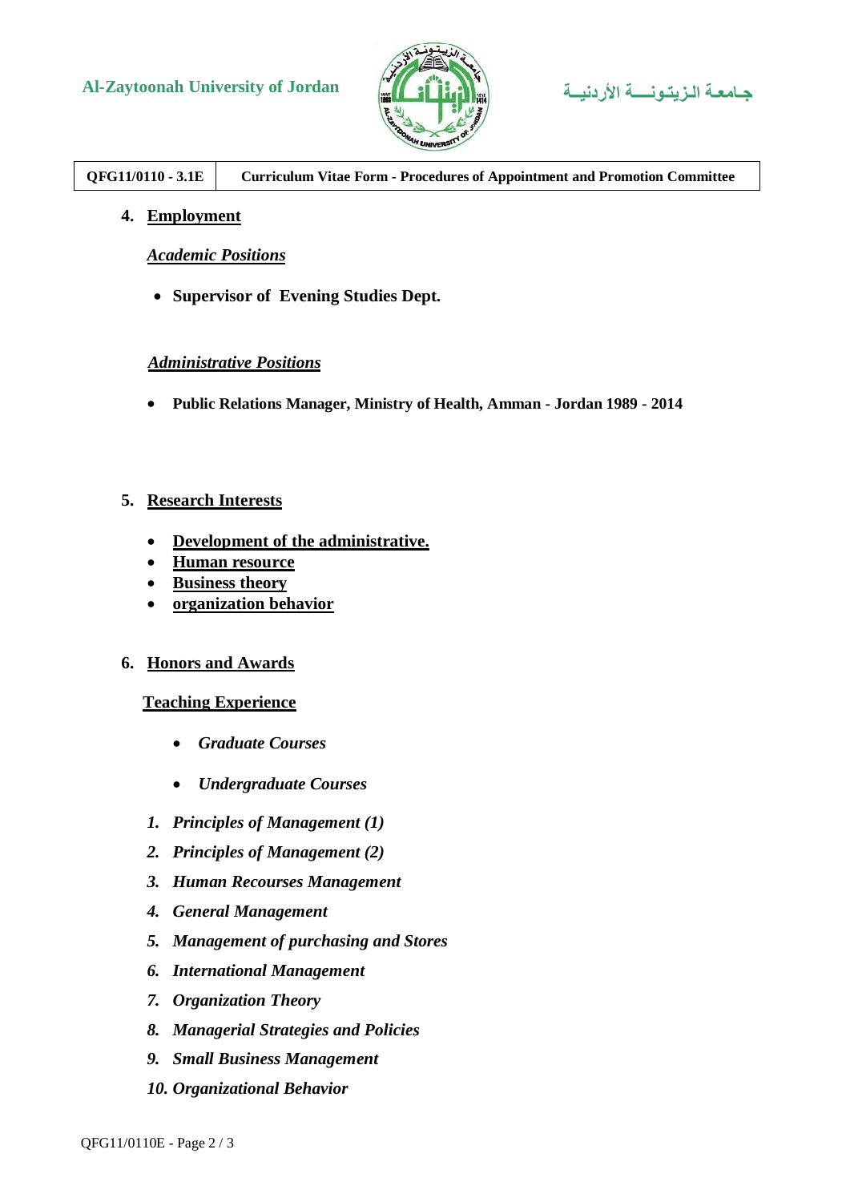## 4. Employment

***Academic Positions***

- **Supervisor of Evening Studies Dept.**

***Administrative Positions***

- **Public Relations Manager, Ministry of Health, Amman - Jordan 1989 - 2014**

## 5. Research Interests

- **Development of the administrative.**
- **Human resource**
- **Business theory**
- **organization behavior**

## 6. Honors and Awards

**Teaching Experience**

- ***Graduate Courses***
- ***Undergraduate Courses***

1. ***Principles of Management (1)***
2. ***Principles of Management (2)***
3. ***Human Recourses Management***
4. ***General Management***
5. ***Management of purchasing and Stores***
6. ***International Management***
7. ***Organization Theory***
8. ***Managerial Strategies and Policies***
9. ***Small Business Management***
10. ***Organizational Behavior***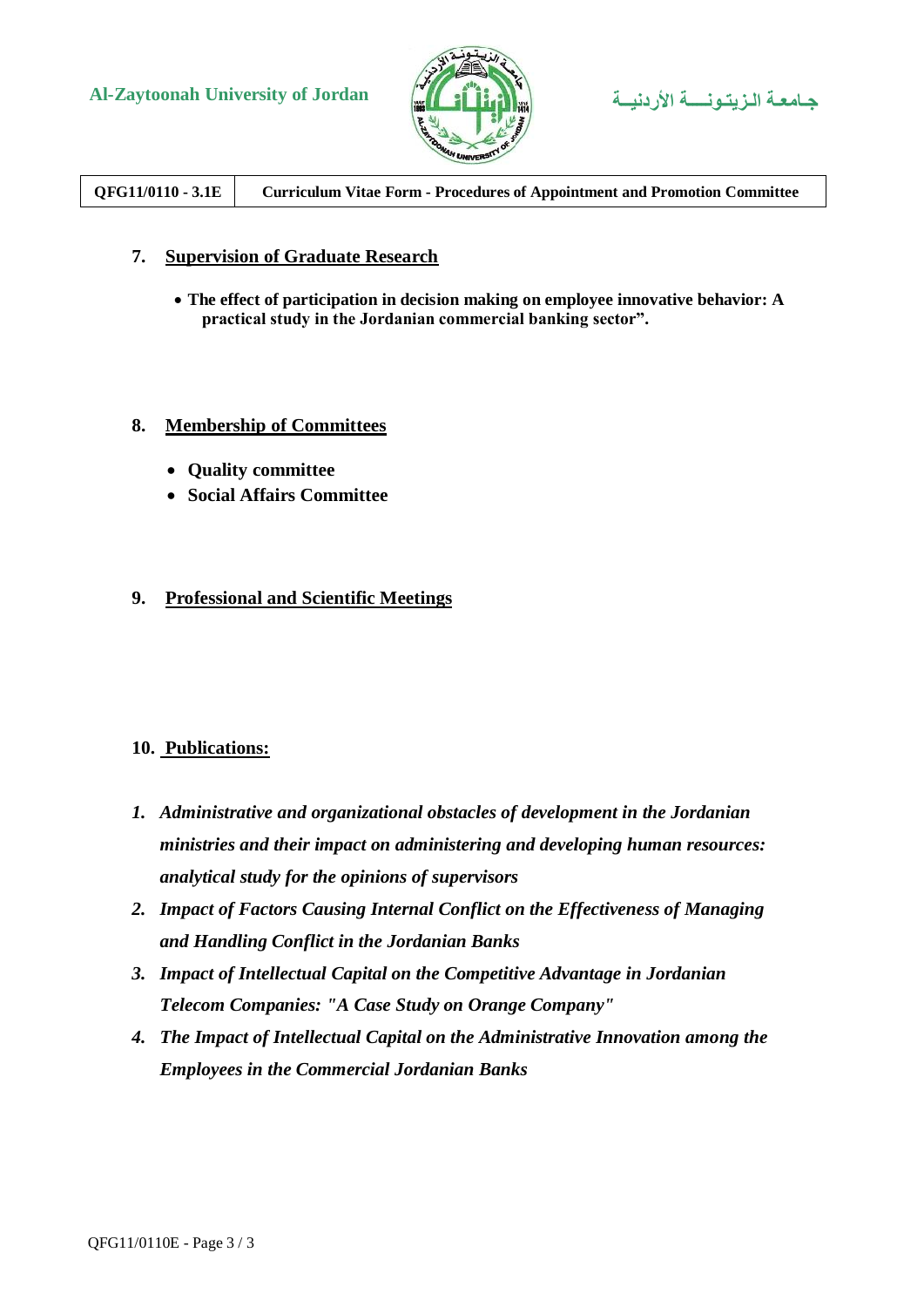## 7. Supervision of Graduate Research

- **The effect of participation in decision making on employee innovative behavior: A practical study in the Jordanian commercial banking sector".**

## 8. Membership of Committees

- **Quality committee**
- **Social Affairs Committee**

## 9. Professional and Scientific Meetings

## 10. Publications:

1. ***Administrative and organizational obstacles of development in the Jordanian ministries and their impact on administering and developing human resources: analytical study for the opinions of supervisors***
2. ***Impact of Factors Causing Internal Conflict on the Effectiveness of Managing and Handling Conflict in the Jordanian Banks***
3. ***Impact of Intellectual Capital on the Competitive Advantage in Jordanian Telecom Companies: "A Case Study on Orange Company"***
4. ***The Impact of Intellectual Capital on the Administrative Innovation among the Employees in the Commercial Jordanian Banks***